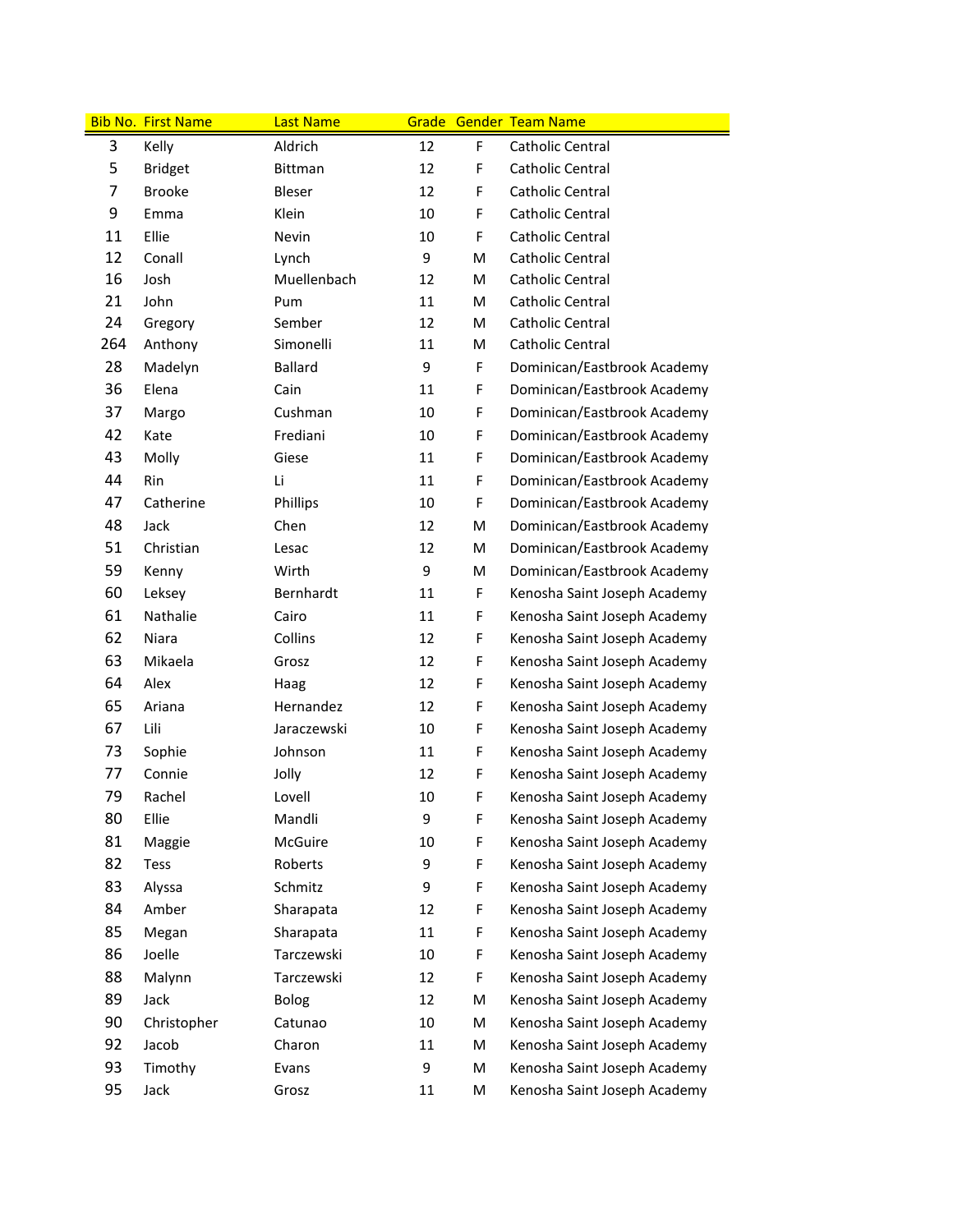| Bib No. | First Name | Last Name | Grade | Gender | Team Name |
|---|---|---|---|---|---|
| 3 | Kelly | Aldrich | 12 | F | Catholic Central |
| 5 | Bridget | Bittman | 12 | F | Catholic Central |
| 7 | Brooke | Bleser | 12 | F | Catholic Central |
| 9 | Emma | Klein | 10 | F | Catholic Central |
| 11 | Ellie | Nevin | 10 | F | Catholic Central |
| 12 | Conall | Lynch | 9 | M | Catholic Central |
| 16 | Josh | Muellenbach | 12 | M | Catholic Central |
| 21 | John | Pum | 11 | M | Catholic Central |
| 24 | Gregory | Sember | 12 | M | Catholic Central |
| 264 | Anthony | Simonelli | 11 | M | Catholic Central |
| 28 | Madelyn | Ballard | 9 | F | Dominican/Eastbrook Academy |
| 36 | Elena | Cain | 11 | F | Dominican/Eastbrook Academy |
| 37 | Margo | Cushman | 10 | F | Dominican/Eastbrook Academy |
| 42 | Kate | Frediani | 10 | F | Dominican/Eastbrook Academy |
| 43 | Molly | Giese | 11 | F | Dominican/Eastbrook Academy |
| 44 | Rin | Li | 11 | F | Dominican/Eastbrook Academy |
| 47 | Catherine | Phillips | 10 | F | Dominican/Eastbrook Academy |
| 48 | Jack | Chen | 12 | M | Dominican/Eastbrook Academy |
| 51 | Christian | Lesac | 12 | M | Dominican/Eastbrook Academy |
| 59 | Kenny | Wirth | 9 | M | Dominican/Eastbrook Academy |
| 60 | Leksey | Bernhardt | 11 | F | Kenosha Saint Joseph Academy |
| 61 | Nathalie | Cairo | 11 | F | Kenosha Saint Joseph Academy |
| 62 | Niara | Collins | 12 | F | Kenosha Saint Joseph Academy |
| 63 | Mikaela | Grosz | 12 | F | Kenosha Saint Joseph Academy |
| 64 | Alex | Haag | 12 | F | Kenosha Saint Joseph Academy |
| 65 | Ariana | Hernandez | 12 | F | Kenosha Saint Joseph Academy |
| 67 | Lili | Jaraczewski | 10 | F | Kenosha Saint Joseph Academy |
| 73 | Sophie | Johnson | 11 | F | Kenosha Saint Joseph Academy |
| 77 | Connie | Jolly | 12 | F | Kenosha Saint Joseph Academy |
| 79 | Rachel | Lovell | 10 | F | Kenosha Saint Joseph Academy |
| 80 | Ellie | Mandli | 9 | F | Kenosha Saint Joseph Academy |
| 81 | Maggie | McGuire | 10 | F | Kenosha Saint Joseph Academy |
| 82 | Tess | Roberts | 9 | F | Kenosha Saint Joseph Academy |
| 83 | Alyssa | Schmitz | 9 | F | Kenosha Saint Joseph Academy |
| 84 | Amber | Sharapata | 12 | F | Kenosha Saint Joseph Academy |
| 85 | Megan | Sharapata | 11 | F | Kenosha Saint Joseph Academy |
| 86 | Joelle | Tarczewski | 10 | F | Kenosha Saint Joseph Academy |
| 88 | Malynn | Tarczewski | 12 | F | Kenosha Saint Joseph Academy |
| 89 | Jack | Bolog | 12 | M | Kenosha Saint Joseph Academy |
| 90 | Christopher | Catunao | 10 | M | Kenosha Saint Joseph Academy |
| 92 | Jacob | Charon | 11 | M | Kenosha Saint Joseph Academy |
| 93 | Timothy | Evans | 9 | M | Kenosha Saint Joseph Academy |
| 95 | Jack | Grosz | 11 | M | Kenosha Saint Joseph Academy |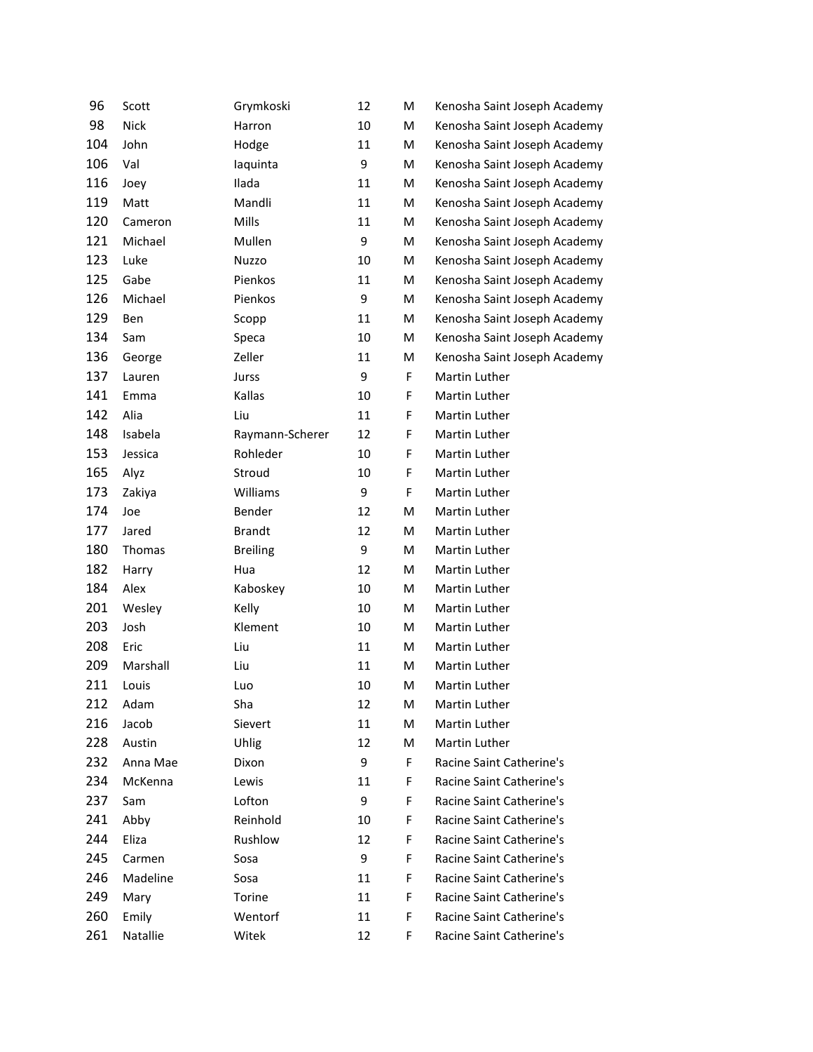| 96 | Scott | Grymkoski | 12 | M | Kenosha Saint Joseph Academy |
|---|---|---|---|---|---|
| 98 | Nick | Harron | 10 | M | Kenosha Saint Joseph Academy |
| 104 | John | Hodge | 11 | M | Kenosha Saint Joseph Academy |
| 106 | Val | Iaquinta | 9 | M | Kenosha Saint Joseph Academy |
| 116 | Joey | Ilada | 11 | M | Kenosha Saint Joseph Academy |
| 119 | Matt | Mandli | 11 | M | Kenosha Saint Joseph Academy |
| 120 | Cameron | Mills | 11 | M | Kenosha Saint Joseph Academy |
| 121 | Michael | Mullen | 9 | M | Kenosha Saint Joseph Academy |
| 123 | Luke | Nuzzo | 10 | M | Kenosha Saint Joseph Academy |
| 125 | Gabe | Pienkos | 11 | M | Kenosha Saint Joseph Academy |
| 126 | Michael | Pienkos | 9 | M | Kenosha Saint Joseph Academy |
| 129 | Ben | Scopp | 11 | M | Kenosha Saint Joseph Academy |
| 134 | Sam | Speca | 10 | M | Kenosha Saint Joseph Academy |
| 136 | George | Zeller | 11 | M | Kenosha Saint Joseph Academy |
| 137 | Lauren | Jurss | 9 | F | Martin Luther |
| 141 | Emma | Kallas | 10 | F | Martin Luther |
| 142 | Alia | Liu | 11 | F | Martin Luther |
| 148 | Isabela | Raymann-Scherer | 12 | F | Martin Luther |
| 153 | Jessica | Rohleder | 10 | F | Martin Luther |
| 165 | Alyz | Stroud | 10 | F | Martin Luther |
| 173 | Zakiya | Williams | 9 | F | Martin Luther |
| 174 | Joe | Bender | 12 | M | Martin Luther |
| 177 | Jared | Brandt | 12 | M | Martin Luther |
| 180 | Thomas | Breiling | 9 | M | Martin Luther |
| 182 | Harry | Hua | 12 | M | Martin Luther |
| 184 | Alex | Kaboskey | 10 | M | Martin Luther |
| 201 | Wesley | Kelly | 10 | M | Martin Luther |
| 203 | Josh | Klement | 10 | M | Martin Luther |
| 208 | Eric | Liu | 11 | M | Martin Luther |
| 209 | Marshall | Liu | 11 | M | Martin Luther |
| 211 | Louis | Luo | 10 | M | Martin Luther |
| 212 | Adam | Sha | 12 | M | Martin Luther |
| 216 | Jacob | Sievert | 11 | M | Martin Luther |
| 228 | Austin | Uhlig | 12 | M | Martin Luther |
| 232 | Anna Mae | Dixon | 9 | F | Racine Saint Catherine's |
| 234 | McKenna | Lewis | 11 | F | Racine Saint Catherine's |
| 237 | Sam | Lofton | 9 | F | Racine Saint Catherine's |
| 241 | Abby | Reinhold | 10 | F | Racine Saint Catherine's |
| 244 | Eliza | Rushlow | 12 | F | Racine Saint Catherine's |
| 245 | Carmen | Sosa | 9 | F | Racine Saint Catherine's |
| 246 | Madeline | Sosa | 11 | F | Racine Saint Catherine's |
| 249 | Mary | Torine | 11 | F | Racine Saint Catherine's |
| 260 | Emily | Wentorf | 11 | F | Racine Saint Catherine's |
| 261 | Natallie | Witek | 12 | F | Racine Saint Catherine's |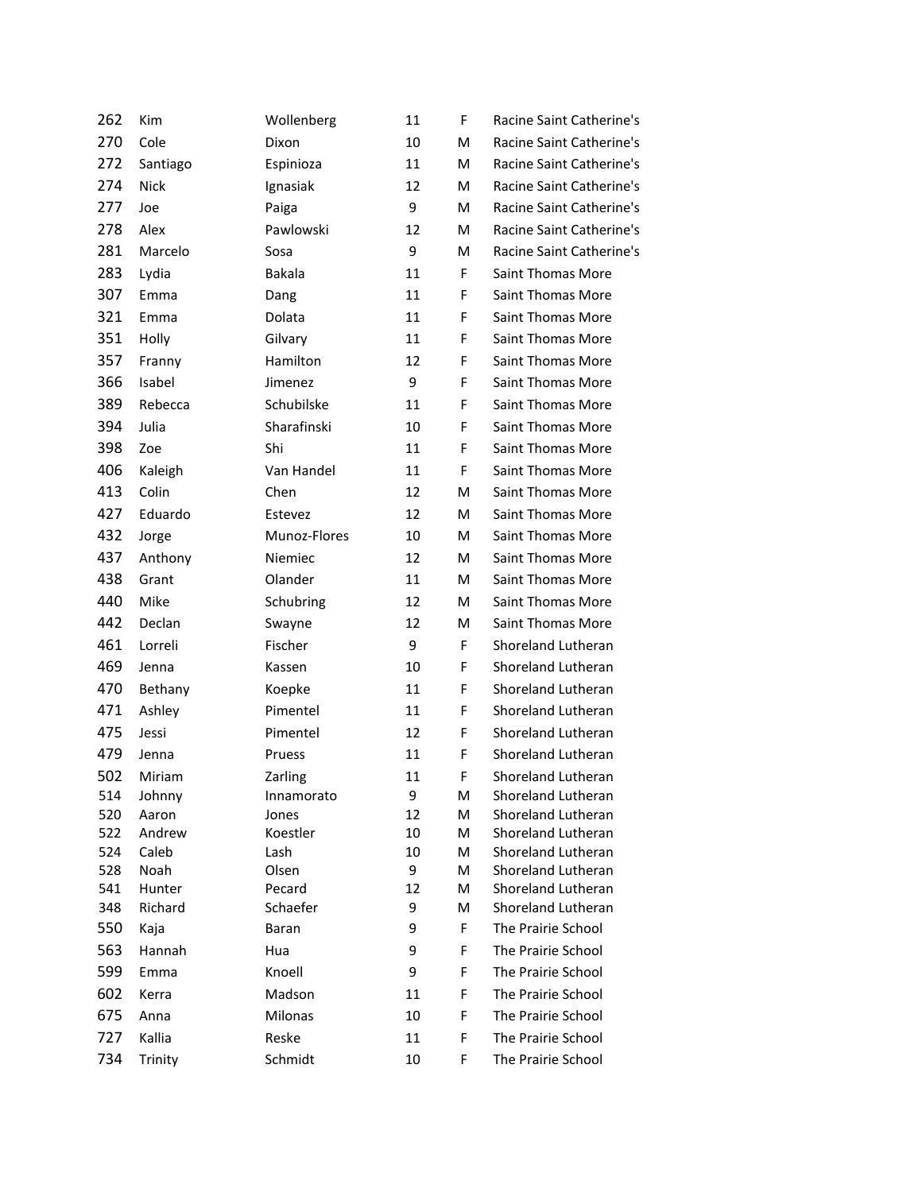| 262 | Kim | Wollenberg | 11 | F | Racine Saint Catherine's |
|---|---|---|---|---|---|
| 270 | Cole | Dixon | 10 | M | Racine Saint Catherine's |
| 272 | Santiago | Espinioza | 11 | M | Racine Saint Catherine's |
| 274 | Nick | Ignasiak | 12 | M | Racine Saint Catherine's |
| 277 | Joe | Paiga | 9 | M | Racine Saint Catherine's |
| 278 | Alex | Pawlowski | 12 | M | Racine Saint Catherine's |
| 281 | Marcelo | Sosa | 9 | M | Racine Saint Catherine's |
| 283 | Lydia | Bakala | 11 | F | Saint Thomas More |
| 307 | Emma | Dang | 11 | F | Saint Thomas More |
| 321 | Emma | Dolata | 11 | F | Saint Thomas More |
| 351 | Holly | Gilvary | 11 | F | Saint Thomas More |
| 357 | Franny | Hamilton | 12 | F | Saint Thomas More |
| 366 | Isabel | Jimenez | 9 | F | Saint Thomas More |
| 389 | Rebecca | Schubilske | 11 | F | Saint Thomas More |
| 394 | Julia | Sharafinski | 10 | F | Saint Thomas More |
| 398 | Zoe | Shi | 11 | F | Saint Thomas More |
| 406 | Kaleigh | Van Handel | 11 | F | Saint Thomas More |
| 413 | Colin | Chen | 12 | M | Saint Thomas More |
| 427 | Eduardo | Estevez | 12 | M | Saint Thomas More |
| 432 | Jorge | Munoz-Flores | 10 | M | Saint Thomas More |
| 437 | Anthony | Niemiec | 12 | M | Saint Thomas More |
| 438 | Grant | Olander | 11 | M | Saint Thomas More |
| 440 | Mike | Schubring | 12 | M | Saint Thomas More |
| 442 | Declan | Swayne | 12 | M | Saint Thomas More |
| 461 | Lorreli | Fischer | 9 | F | Shoreland Lutheran |
| 469 | Jenna | Kassen | 10 | F | Shoreland Lutheran |
| 470 | Bethany | Koepke | 11 | F | Shoreland Lutheran |
| 471 | Ashley | Pimentel | 11 | F | Shoreland Lutheran |
| 475 | Jessi | Pimentel | 12 | F | Shoreland Lutheran |
| 479 | Jenna | Pruess | 11 | F | Shoreland Lutheran |
| 502 | Miriam | Zarling | 11 | F | Shoreland Lutheran |
| 514 | Johnny | Innamorato | 9 | M | Shoreland Lutheran |
| 520 | Aaron | Jones | 12 | M | Shoreland Lutheran |
| 522 | Andrew | Koestler | 10 | M | Shoreland Lutheran |
| 524 | Caleb | Lash | 10 | M | Shoreland Lutheran |
| 528 | Noah | Olsen | 9 | M | Shoreland Lutheran |
| 541 | Hunter | Pecard | 12 | M | Shoreland Lutheran |
| 348 | Richard | Schaefer | 9 | M | Shoreland Lutheran |
| 550 | Kaja | Baran | 9 | F | The Prairie School |
| 563 | Hannah | Hua | 9 | F | The Prairie School |
| 599 | Emma | Knoell | 9 | F | The Prairie School |
| 602 | Kerra | Madson | 11 | F | The Prairie School |
| 675 | Anna | Milonas | 10 | F | The Prairie School |
| 727 | Kallia | Reske | 11 | F | The Prairie School |
| 734 | Trinity | Schmidt | 10 | F | The Prairie School |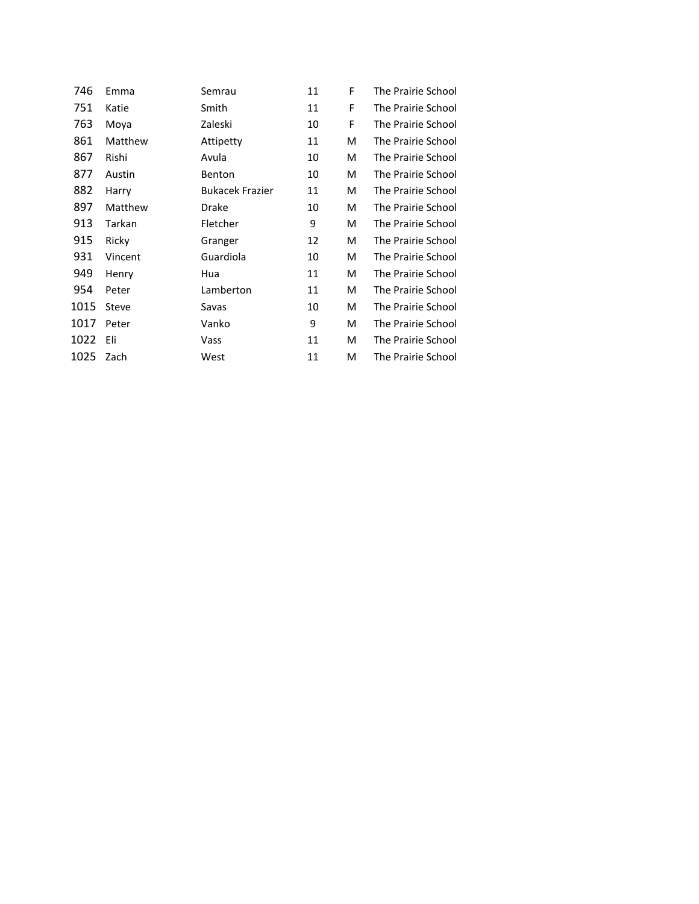| | | | | | |
|---|---|---|---|---|---|
| 746 | Emma | Semrau | 11 | F | The Prairie School |
| 751 | Katie | Smith | 11 | F | The Prairie School |
| 763 | Moya | Zaleski | 10 | F | The Prairie School |
| 861 | Matthew | Attipetty | 11 | M | The Prairie School |
| 867 | Rishi | Avula | 10 | M | The Prairie School |
| 877 | Austin | Benton | 10 | M | The Prairie School |
| 882 | Harry | Bukacek Frazier | 11 | M | The Prairie School |
| 897 | Matthew | Drake | 10 | M | The Prairie School |
| 913 | Tarkan | Fletcher | 9 | M | The Prairie School |
| 915 | Ricky | Granger | 12 | M | The Prairie School |
| 931 | Vincent | Guardiola | 10 | M | The Prairie School |
| 949 | Henry | Hua | 11 | M | The Prairie School |
| 954 | Peter | Lamberton | 11 | M | The Prairie School |
| 1015 | Steve | Savas | 10 | M | The Prairie School |
| 1017 | Peter | Vanko | 9 | M | The Prairie School |
| 1022 | Eli | Vass | 11 | M | The Prairie School |
| 1025 | Zach | West | 11 | M | The Prairie School |